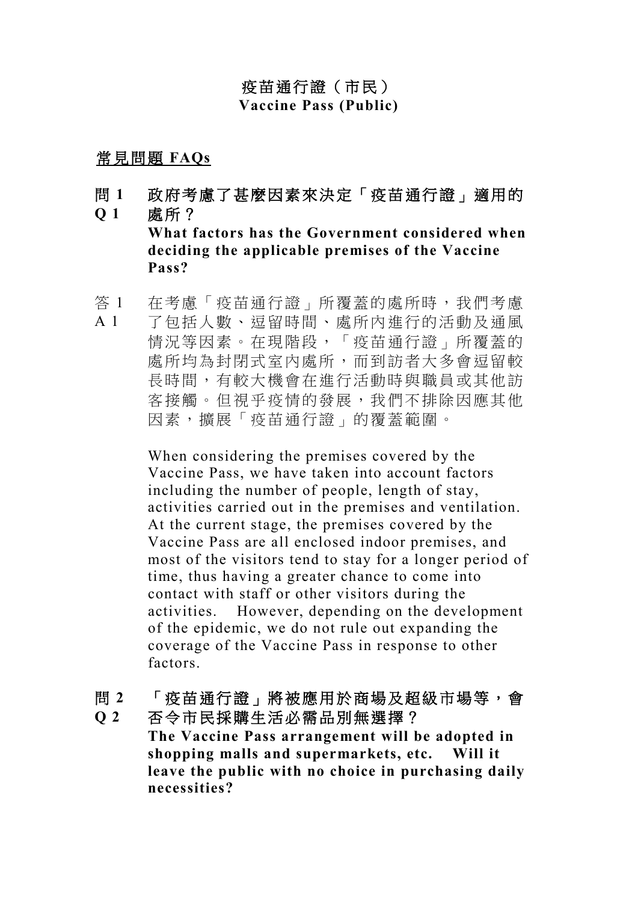# 疫苗通行證（市民）
# Vaccine Pass (Public)

## 常見問題 FAQs

**問 1 政府考慮了甚麼因素來決定「疫苗通行證」適用的處所？**
**Q 1 What factors has the Government considered when deciding the applicable premises of the Vaccine Pass?**

答 1 在考慮「疫苗通行證」所覆蓋的處所時，我們考慮了包括人數、逗留時間、處所內進行的活動及通風情況等因素。在現階段，「疫苗通行證」所覆蓋的處所均為封閉式室內處所，而到訪者大多會逗留較長時間，有較大機會在進行活動時與職員或其他訪客接觸。但視乎疫情的發展，我們不排除因應其他因素，擴展「疫苗通行證」的覆蓋範圍。

A 1 When considering the premises covered by the Vaccine Pass, we have taken into account factors including the number of people, length of stay, activities carried out in the premises and ventilation. At the current stage, the premises covered by the Vaccine Pass are all enclosed indoor premises, and most of the visitors tend to stay for a longer period of time, thus having a greater chance to come into contact with staff or other visitors during the activities. However, depending on the development of the epidemic, we do not rule out expanding the coverage of the Vaccine Pass in response to other factors.

**問 2 「疫苗通行證」將被應用於商場及超級市場等，會否令市民採購生活必需品別無選擇？**
**Q 2 The Vaccine Pass arrangement will be adopted in shopping malls and supermarkets, etc. Will it leave the public with no choice in purchasing daily necessities?**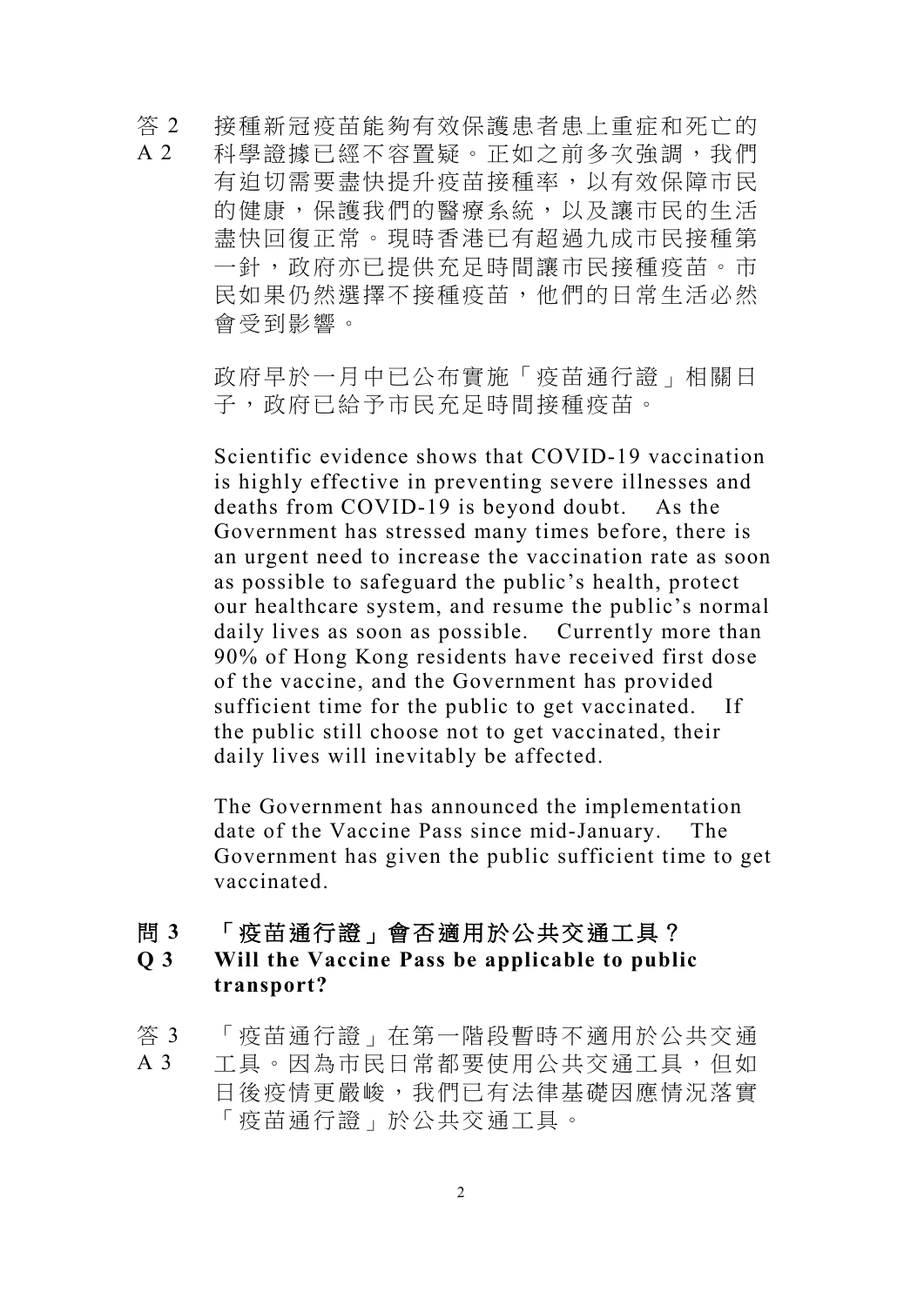答 2 接種新冠疫苗能夠有效保護患者患上重症和死亡的
A 2 科學證據已經不容置疑。正如之前多次強調，我們有迫切需要盡快提升疫苗接種率，以有效保障市民的健康，保護我們的醫療系統，以及讓市民的生活盡快回復正常。現時香港已有超過九成市民接種第一針，政府亦已提供充足時間讓市民接種疫苗。市民如果仍然選擇不接種疫苗，他們的日常生活必然會受到影響。

政府早於一月中已公布實施「疫苗通行證」相關日子，政府已給予市民充足時間接種疫苗。

Scientific evidence shows that COVID-19 vaccination is highly effective in preventing severe illnesses and deaths from COVID-19 is beyond doubt. As the Government has stressed many times before, there is an urgent need to increase the vaccination rate as soon as possible to safeguard the public's health, protect our healthcare system, and resume the public's normal daily lives as soon as possible. Currently more than 90% of Hong Kong residents have received first dose of the vaccine, and the Government has provided sufficient time for the public to get vaccinated. If the public still choose not to get vaccinated, their daily lives will inevitably be affected.

The Government has announced the implementation date of the Vaccine Pass since mid-January. The Government has given the public sufficient time to get vaccinated.

**問 3 「疫苗通行證」會否適用於公共交通工具？**
**Q 3 Will the Vaccine Pass be applicable to public transport?**

答 3 「疫苗通行證」在第一階段暫時不適用於公共交通
A 3 工具。因為市民日常都要使用公共交通工具，但如日後疫情更嚴峻，我們已有法律基礎因應情況落實「疫苗通行證」於公共交通工具。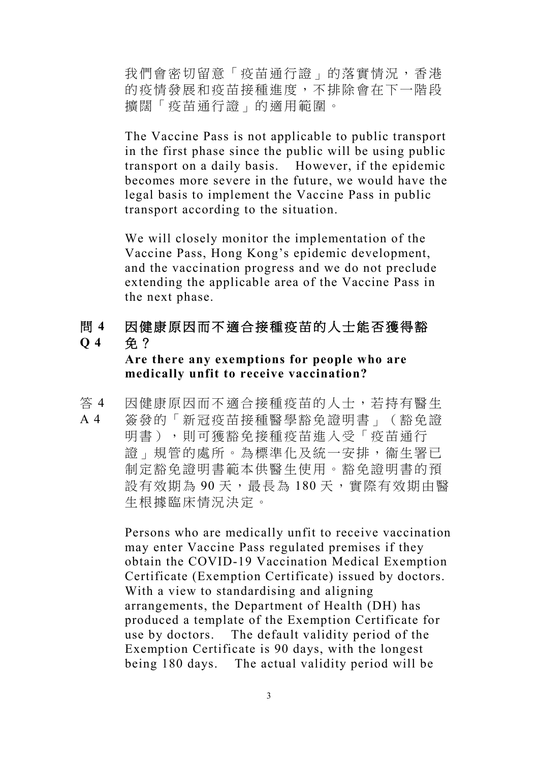我們會密切留意「疫苗通行證」的落實情況，香港的疫情發展和疫苗接種進度，不排除會在下一階段擴闊「疫苗通行證」的適用範圍。

The Vaccine Pass is not applicable to public transport in the first phase since the public will be using public transport on a daily basis. However, if the epidemic becomes more severe in the future, we would have the legal basis to implement the Vaccine Pass in public transport according to the situation.

We will closely monitor the implementation of the Vaccine Pass, Hong Kong's epidemic development, and the vaccination progress and we do not preclude extending the applicable area of the Vaccine Pass in the next phase.

**問 4 因健康原因而不適合接種疫苗的人士能否獲得豁免？**

**Q 4 Are there any exemptions for people who are medically unfit to receive vaccination?**

答 4 因健康原因而不適合接種疫苗的人士，若持有醫生簽發的「新冠疫苗接種醫學豁免證明書」（豁免證明書），則可獲豁免接種疫苗進入受「疫苗通行證」規管的處所。為標準化及統一安排，衞生署已制定豁免證明書範本供醫生使用。豁免證明書的預設有效期為 90 天，最長為 180 天，實際有效期由醫生根據臨床情況決定。

A 4 Persons who are medically unfit to receive vaccination may enter Vaccine Pass regulated premises if they obtain the COVID-19 Vaccination Medical Exemption Certificate (Exemption Certificate) issued by doctors. With a view to standardising and aligning arrangements, the Department of Health (DH) has produced a template of the Exemption Certificate for use by doctors. The default validity period of the Exemption Certificate is 90 days, with the longest being 180 days. The actual validity period will be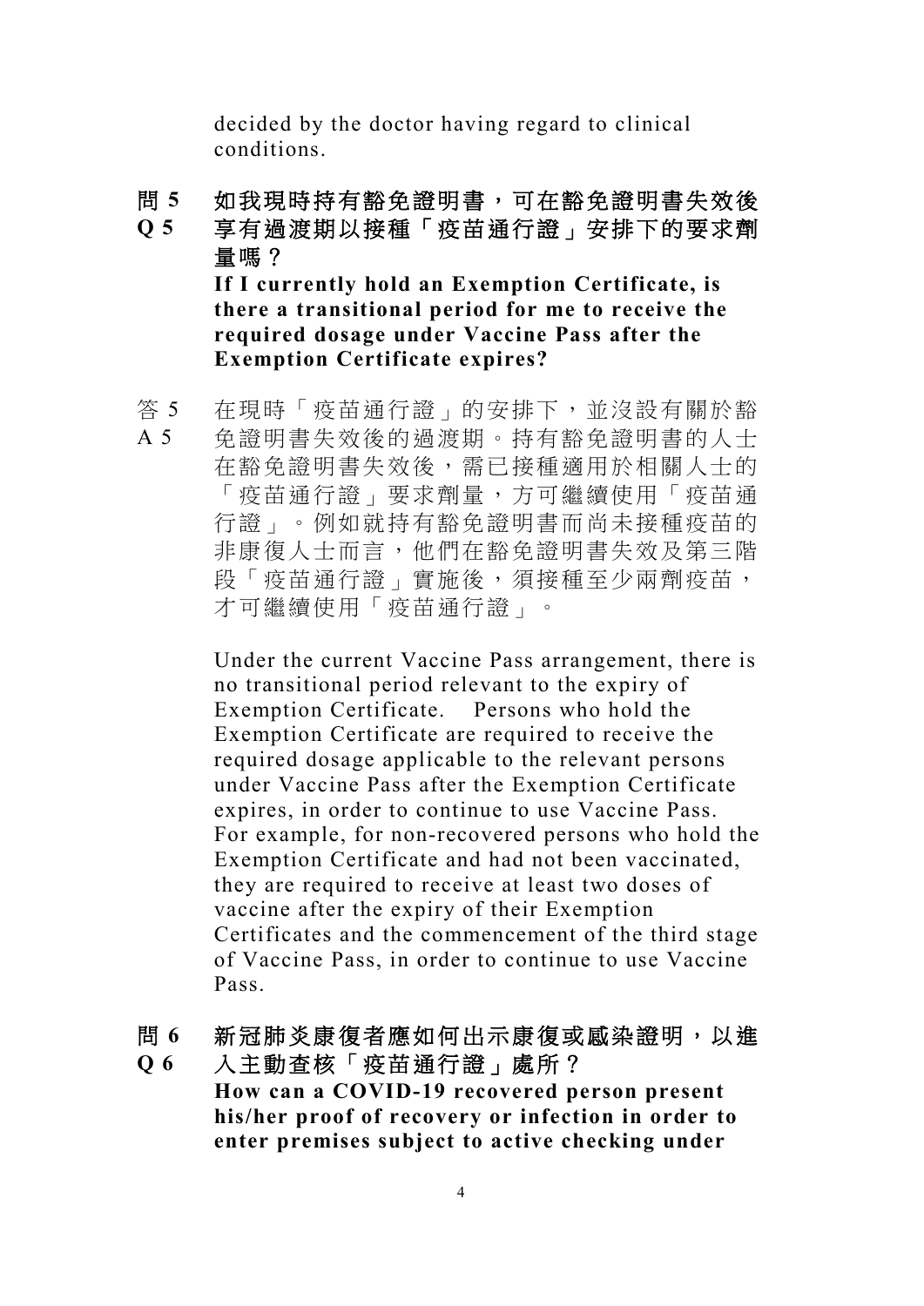decided by the doctor having regard to clinical conditions.

**問 5 如我現時持有豁免證明書，可在豁免證明書失效後享有過渡期以接種「疫苗通行證」安排下的要求劑量嗎？**

**Q 5 If I currently hold an Exemption Certificate, is there a transitional period for me to receive the required dosage under Vaccine Pass after the Exemption Certificate expires?**

答 5 在現時「疫苗通行證」的安排下，並沒設有關於豁免證明書失效後的過渡期。持有豁免證明書的人士在豁免證明書失效後，需已接種適用於相關人士的「疫苗通行證」要求劑量，方可繼續使用「疫苗通行證」。例如就持有豁免證明書而尚未接種疫苗的非康復人士而言，他們在豁免證明書失效及第三階段「疫苗通行證」實施後，須接種至少兩劑疫苗，才可繼續使用「疫苗通行證」。

A 5 Under the current Vaccine Pass arrangement, there is no transitional period relevant to the expiry of Exemption Certificate. Persons who hold the Exemption Certificate are required to receive the required dosage applicable to the relevant persons under Vaccine Pass after the Exemption Certificate expires, in order to continue to use Vaccine Pass. For example, for non-recovered persons who hold the Exemption Certificate and had not been vaccinated, they are required to receive at least two doses of vaccine after the expiry of their Exemption Certificates and the commencement of the third stage of Vaccine Pass, in order to continue to use Vaccine Pass.

**問 6 新冠肺炎康復者應如何出示康復或感染證明，以進入主動查核「疫苗通行證」處所？**

**Q 6 How can a COVID-19 recovered person present his/her proof of recovery or infection in order to enter premises subject to active checking under**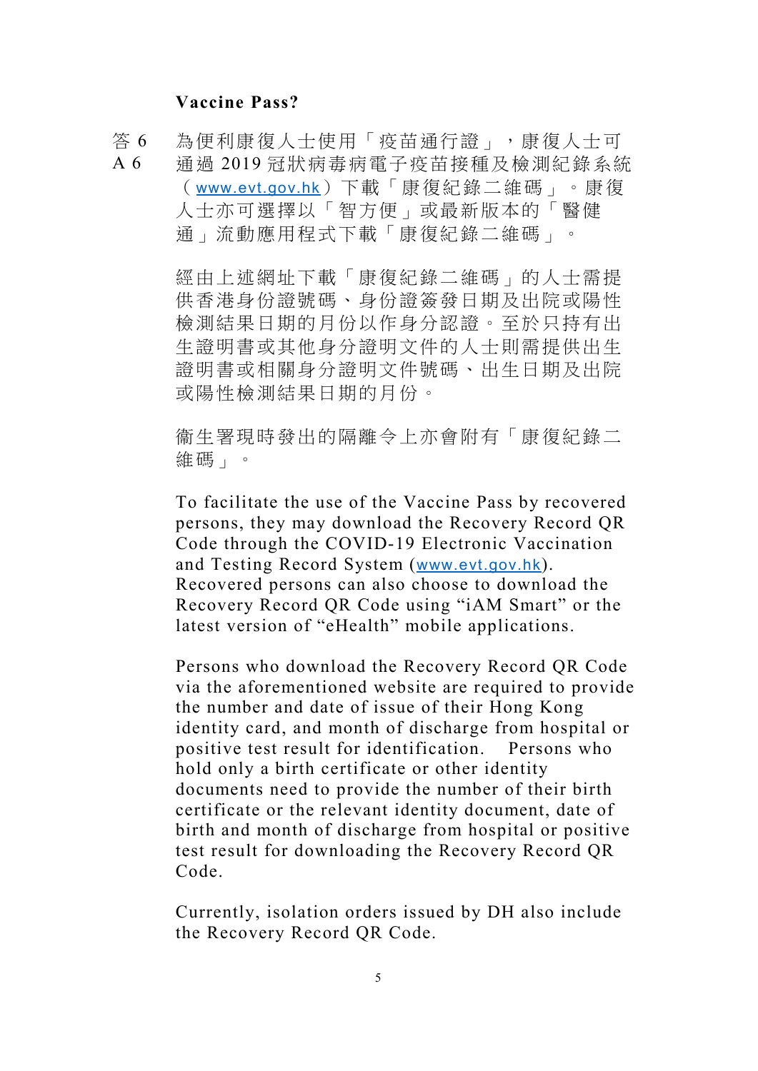**Vaccine Pass?**

答 6
A 6

為便利康復人士使用「疫苗通行證」，康復人士可通過 2019 冠狀病毒病電子疫苗接種及檢測紀錄系統（www.evt.gov.hk）下載「康復紀錄二維碼」。康復人士亦可選擇以「智方便」或最新版本的「醫健通」流動應用程式下載「康復紀錄二維碼」。

經由上述網址下載「康復紀錄二維碼」的人士需提供香港身份證號碼、身份證簽發日期及出院或陽性檢測結果日期的月份以作身分認證。至於只持有出生證明書或其他身分證明文件的人士則需提供出生證明書或相關身分證明文件號碼、出生日期及出院或陽性檢測結果日期的月份。

衞生署現時發出的隔離令上亦會附有「康復紀錄二維碼」。

To facilitate the use of the Vaccine Pass by recovered persons, they may download the Recovery Record QR Code through the COVID-19 Electronic Vaccination and Testing Record System (www.evt.gov.hk). Recovered persons can also choose to download the Recovery Record QR Code using "iAM Smart" or the latest version of "eHealth" mobile applications.

Persons who download the Recovery Record QR Code via the aforementioned website are required to provide the number and date of issue of their Hong Kong identity card, and month of discharge from hospital or positive test result for identification. Persons who hold only a birth certificate or other identity documents need to provide the number of their birth certificate or the relevant identity document, date of birth and month of discharge from hospital or positive test result for downloading the Recovery Record QR Code.

Currently, isolation orders issued by DH also include the Recovery Record QR Code.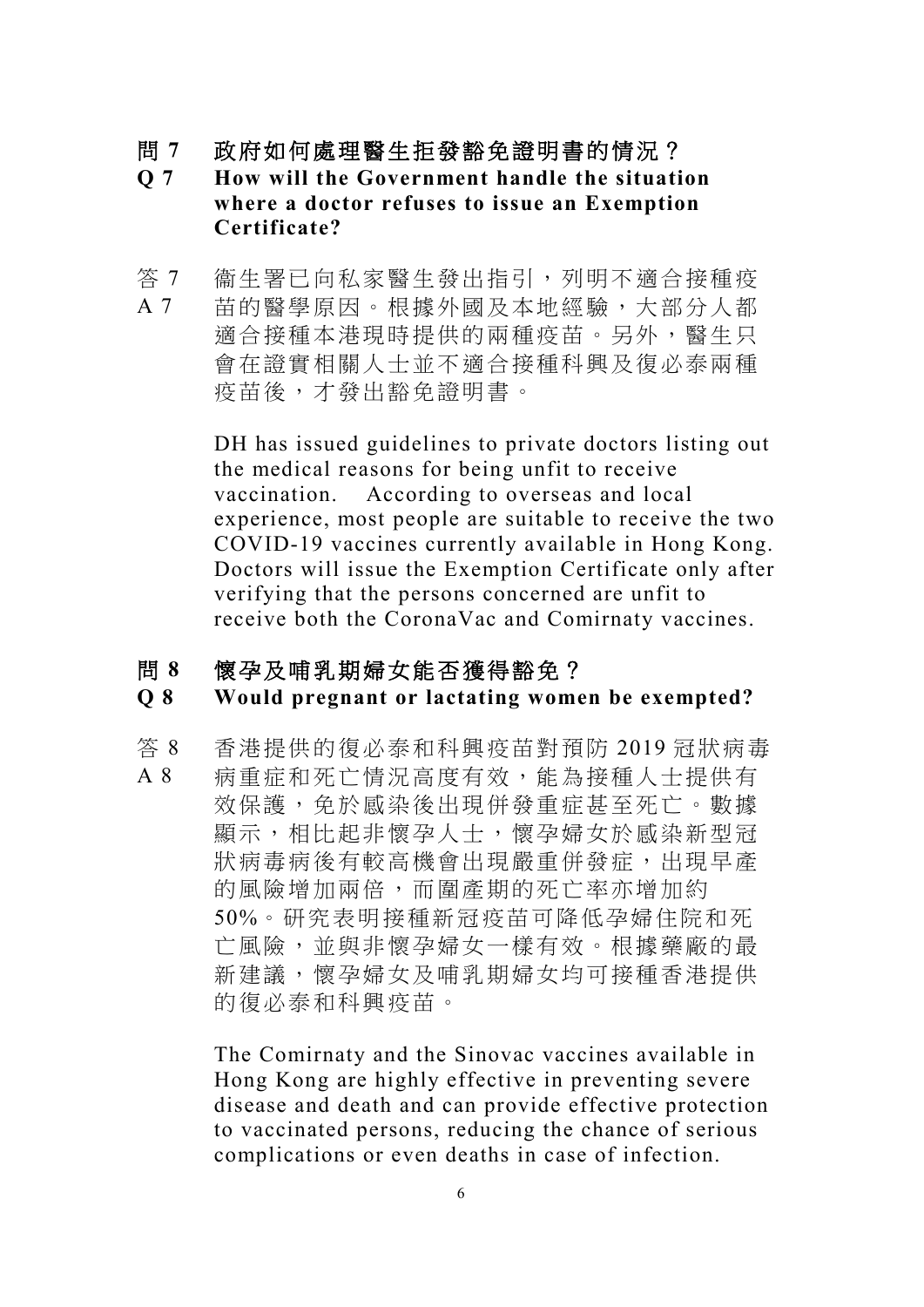### 問 7 政府如何處理醫生拒發豁免證明書的情況？
### Q 7 How will the Government handle the situation where a doctor refuses to issue an Exemption Certificate?

答 7
A 7

衞生署已向私家醫生發出指引，列明不適合接種疫苗的醫學原因。根據外國及本地經驗，大部分人都適合接種本港現時提供的兩種疫苗。另外，醫生只會在證實相關人士並不適合接種科興及復必泰兩種疫苗後，才發出豁免證明書。

DH has issued guidelines to private doctors listing out the medical reasons for being unfit to receive vaccination. According to overseas and local experience, most people are suitable to receive the two COVID-19 vaccines currently available in Hong Kong. Doctors will issue the Exemption Certificate only after verifying that the persons concerned are unfit to receive both the CoronaVac and Comirnaty vaccines.

### 問 8 懷孕及哺乳期婦女能否獲得豁免？
### Q 8 Would pregnant or lactating women be exempted?

答 8
A 8

香港提供的復必泰和科興疫苗對預防 2019 冠狀病毒病重症和死亡情況高度有效，能為接種人士提供有效保護，免於感染後出現併發重症甚至死亡。數據顯示，相比起非懷孕人士，懷孕婦女於感染新型冠狀病毒病後有較高機會出現嚴重併發症，出現早產的風險增加兩倍，而圍產期的死亡率亦增加約 50%。研究表明接種新冠疫苗可降低孕婦住院和死亡風險，並與非懷孕婦女一樣有效。根據藥廠的最新建議，懷孕婦女及哺乳期婦女均可接種香港提供的復必泰和科興疫苗。

The Comirnaty and the Sinovac vaccines available in Hong Kong are highly effective in preventing severe disease and death and can provide effective protection to vaccinated persons, reducing the chance of serious complications or even deaths in case of infection.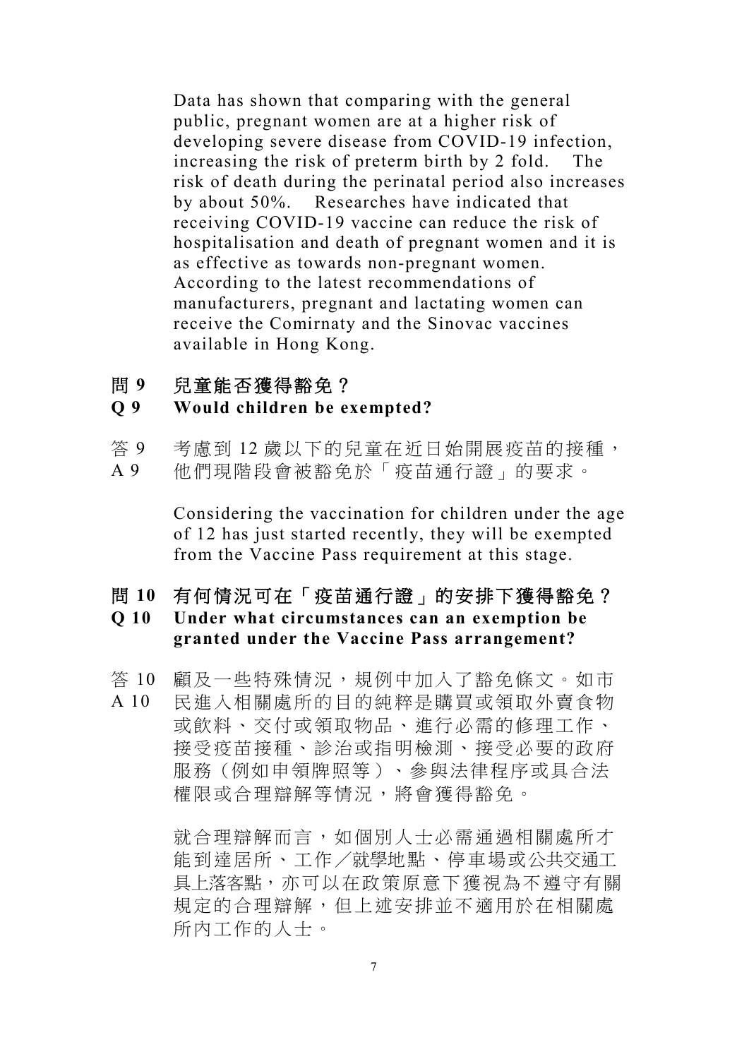Data has shown that comparing with the general public, pregnant women are at a higher risk of developing severe disease from COVID-19 infection, increasing the risk of preterm birth by 2 fold. The risk of death during the perinatal period also increases by about 50%. Researches have indicated that receiving COVID-19 vaccine can reduce the risk of hospitalisation and death of pregnant women and it is as effective as towards non-pregnant women. According to the latest recommendations of manufacturers, pregnant and lactating women can receive the Comirnaty and the Sinovac vaccines available in Hong Kong.

**問 9　兒童能否獲得豁免？**
**Q 9　Would children be exempted?**

答 9
A 9　考慮到 12 歲以下的兒童在近日始開展疫苗的接種，他們現階段會被豁免於「疫苗通行證」的要求。

Considering the vaccination for children under the age of 12 has just started recently, they will be exempted from the Vaccine Pass requirement at this stage.

**問 10　有何情況可在「疫苗通行證」的安排下獲得豁免？**
**Q 10　Under what circumstances can an exemption be granted under the Vaccine Pass arrangement?**

答 10
A 10　顧及一些特殊情況，規例中加入了豁免條文。如市民進入相關處所的目的純粹是購買或領取外賣食物或飲料、交付或領取物品、進行必需的修理工作、接受疫苗接種、診治或指明檢測、接受必要的政府服務（例如申領牌照等）、參與法律程序或具合法權限或合理辯解等情況，將會獲得豁免。

就合理辯解而言，如個別人士必需通過相關處所才能到達居所、工作／就學地點、停車場或公共交通工具上落客點，亦可以在政策原意下獲視為不遵守有關規定的合理辯解，但上述安排並不適用於在相關處所內工作的人士。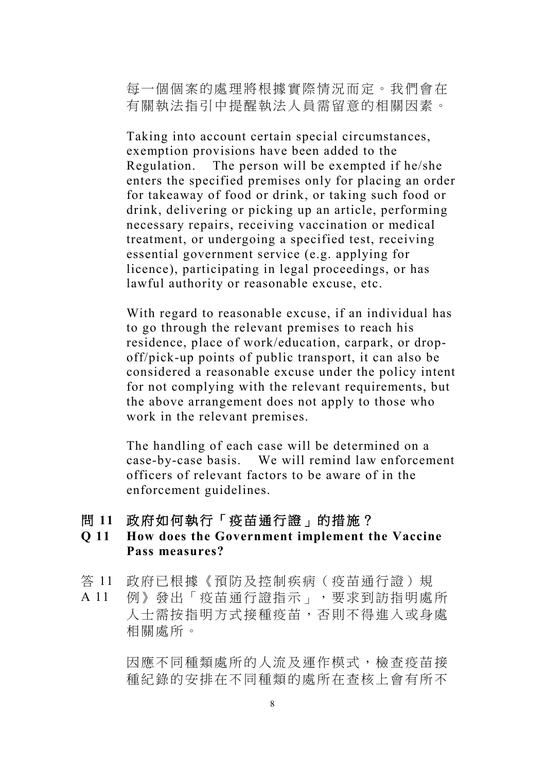每一個個案的處理將根據實際情況而定。我們會在有關執法指引中提醒執法人員需留意的相關因素。

Taking into account certain special circumstances, exemption provisions have been added to the Regulation. The person will be exempted if he/she enters the specified premises only for placing an order for takeaway of food or drink, or taking such food or drink, delivering or picking up an article, performing necessary repairs, receiving vaccination or medical treatment, or undergoing a specified test, receiving essential government service (e.g. applying for licence), participating in legal proceedings, or has lawful authority or reasonable excuse, etc.

With regard to reasonable excuse, if an individual has to go through the relevant premises to reach his residence, place of work/education, carpark, or drop-off/pick-up points of public transport, it can also be considered a reasonable excuse under the policy intent for not complying with the relevant requirements, but the above arrangement does not apply to those who work in the relevant premises.

The handling of each case will be determined on a case-by-case basis. We will remind law enforcement officers of relevant factors to be aware of in the enforcement guidelines.

**問 11 政府如何執行「疫苗通行證」的措施？**

**Q 11 How does the Government implement the Vaccine Pass measures?**

答 11
A 11 政府已根據《預防及控制疾病（疫苗通行證）規例》發出「疫苗通行證指示」，要求到訪指明處所人士需按指明方式接種疫苗，否則不得進入或身處相關處所。

因應不同種類處所的人流及運作模式，檢查疫苗接種紀錄的安排在不同種類的處所在查核上會有所不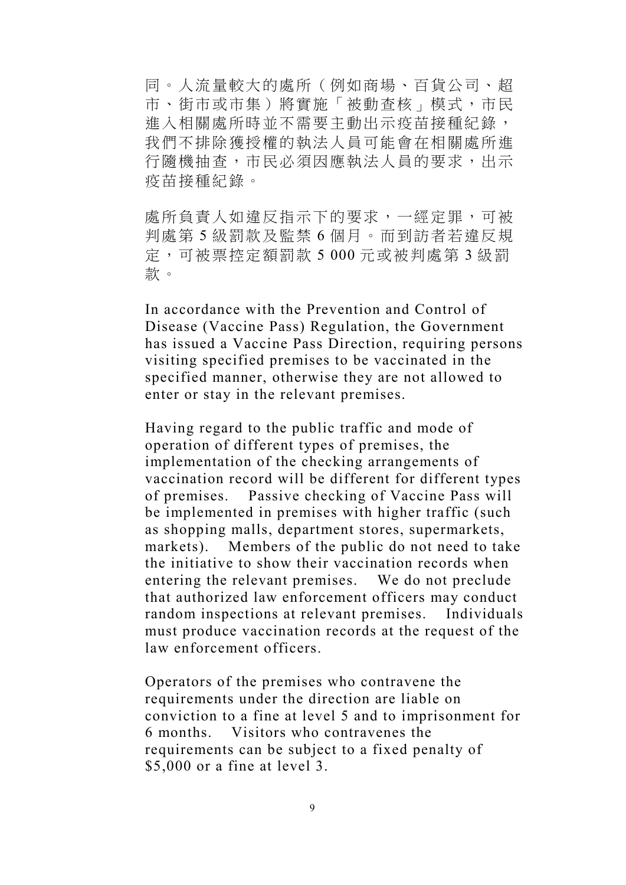同。人流量較大的處所（例如商場、百貨公司、超市、街市或市集）將實施「被動查核」模式，市民進入相關處所時並不需要主動出示疫苗接種紀錄，我們不排除獲授權的執法人員可能會在相關處所進行隨機抽查，市民必須因應執法人員的要求，出示疫苗接種紀錄。

處所負責人如違反指示下的要求，一經定罪，可被判處第 5 級罰款及監禁 6 個月。而到訪者若違反規定，可被票控定額罰款 5 000 元或被判處第 3 級罰款。

In accordance with the Prevention and Control of Disease (Vaccine Pass) Regulation, the Government has issued a Vaccine Pass Direction, requiring persons visiting specified premises to be vaccinated in the specified manner, otherwise they are not allowed to enter or stay in the relevant premises.

Having regard to the public traffic and mode of operation of different types of premises, the implementation of the checking arrangements of vaccination record will be different for different types of premises. Passive checking of Vaccine Pass will be implemented in premises with higher traffic (such as shopping malls, department stores, supermarkets, markets). Members of the public do not need to take the initiative to show their vaccination records when entering the relevant premises. We do not preclude that authorized law enforcement officers may conduct random inspections at relevant premises. Individuals must produce vaccination records at the request of the law enforcement officers.

Operators of the premises who contravene the requirements under the direction are liable on conviction to a fine at level 5 and to imprisonment for 6 months. Visitors who contravenes the requirements can be subject to a fixed penalty of $5,000 or a fine at level 3.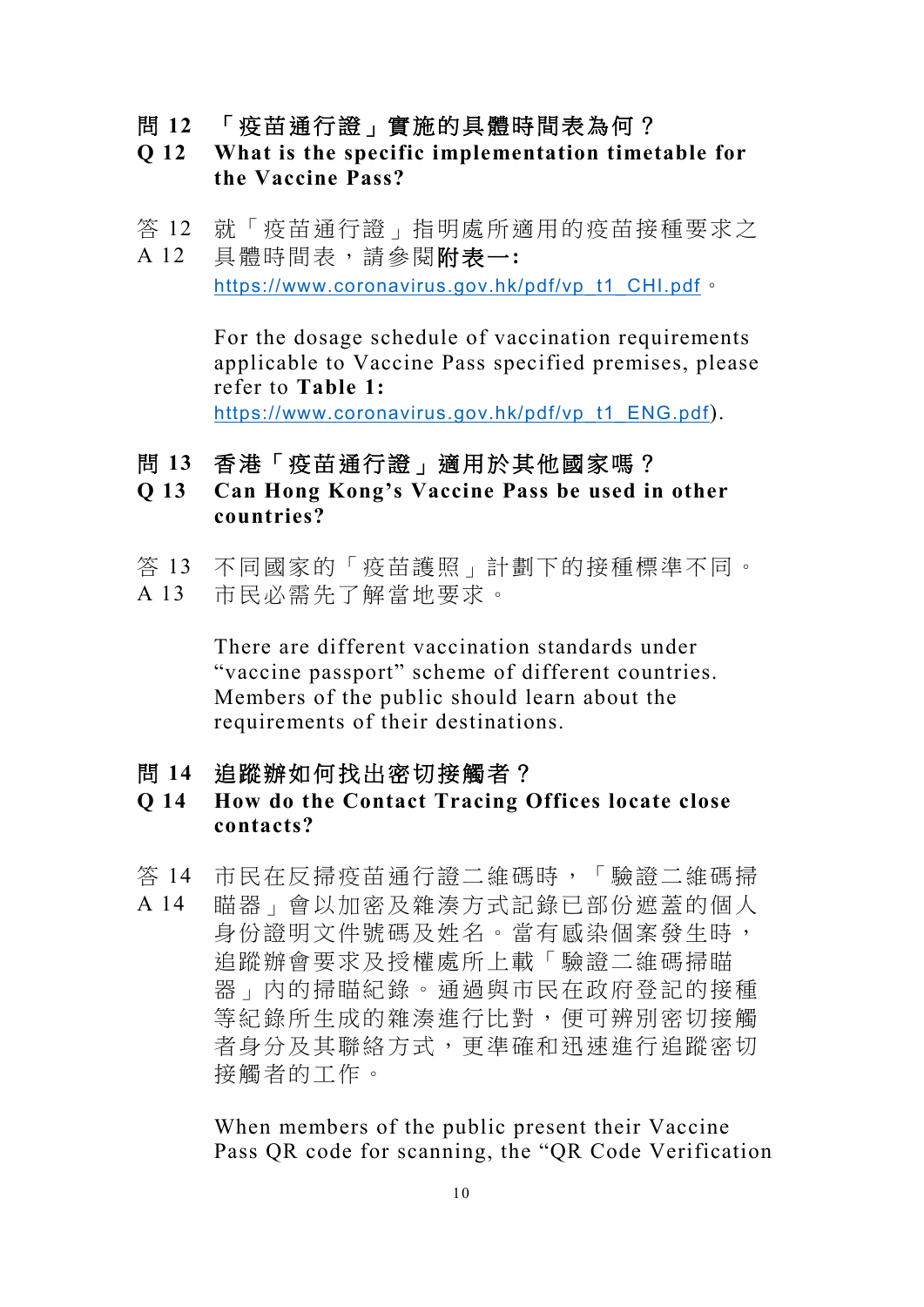**問 12　「疫苗通行證」實施的具體時間表為何？**

**Q 12　What is the specific implementation timetable for the Vaccine Pass?**

答 12　就「疫苗通行證」指明處所適用的疫苗接種要求之具體時間表，請參閱**附表一:**
A 12　https://www.coronavirus.gov.hk/pdf/vp_t1_CHI.pdf。

For the dosage schedule of vaccination requirements applicable to Vaccine Pass specified premises, please refer to **Table 1:**
https://www.coronavirus.gov.hk/pdf/vp_t1_ENG.pdf).

**問 13　香港「疫苗通行證」適用於其他國家嗎？**

**Q 13　Can Hong Kong's Vaccine Pass be used in other countries?**

答 13　不同國家的「疫苗護照」計劃下的接種標準不同。市民必需先了解當地要求。
A 13

There are different vaccination standards under "vaccine passport" scheme of different countries. Members of the public should learn about the requirements of their destinations.

**問 14　追蹤辦如何找出密切接觸者？**

**Q 14　How do the Contact Tracing Offices locate close contacts?**

答 14　市民在反掃疫苗通行證二維碼時，「驗證二維碼掃瞄器」會以加密及雜湊方式記錄已部份遮蓋的個人身份證明文件號碼及姓名。當有感染個案發生時，追蹤辦會要求及授權處所上載「驗證二維碼掃瞄器」內的掃瞄紀錄。通過與市民在政府登記的接種等紀錄所生成的雜湊進行比對，便可辨別密切接觸者身分及其聯絡方式，更準確和迅速進行追蹤密切接觸者的工作。
A 14

When members of the public present their Vaccine Pass QR code for scanning, the "QR Code Verification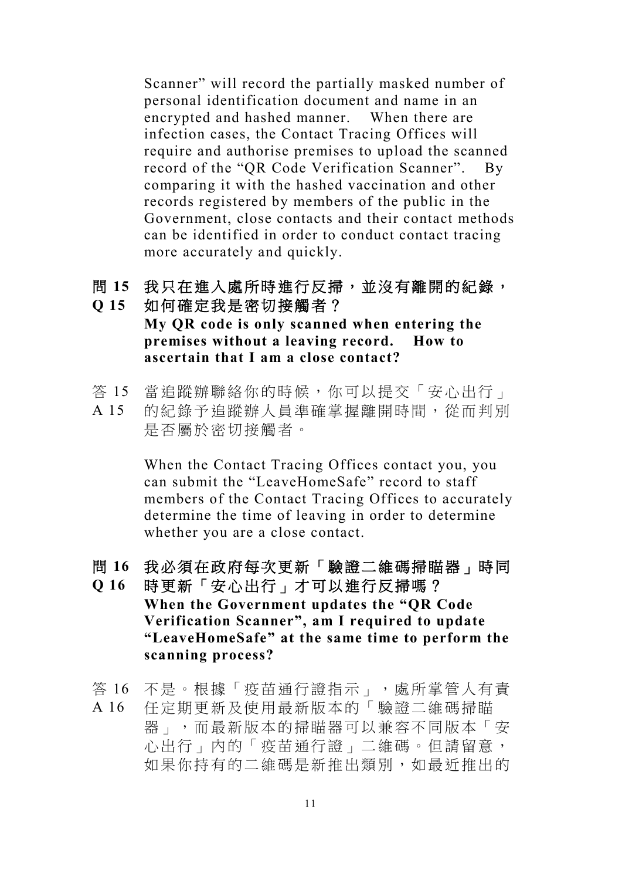Scanner" will record the partially masked number of personal identification document and name in an encrypted and hashed manner. When there are infection cases, the Contact Tracing Offices will require and authorise premises to upload the scanned record of the "QR Code Verification Scanner". By comparing it with the hashed vaccination and other records registered by members of the public in the Government, close contacts and their contact methods can be identified in order to conduct contact tracing more accurately and quickly.

**問 15 我只在進入處所時進行反掃，並沒有離開的紀錄，**
**Q 15 如何確定我是密切接觸者？**
**My QR code is only scanned when entering the premises without a leaving record. How to ascertain that I am a close contact?**

答 15 當追蹤辦聯絡你的時候，你可以提交「安心出行」
A 15 的紀錄予追蹤辦人員準確掌握離開時間，從而判別是否屬於密切接觸者。

When the Contact Tracing Offices contact you, you can submit the "LeaveHomeSafe" record to staff members of the Contact Tracing Offices to accurately determine the time of leaving in order to determine whether you are a close contact.

**問 16 我必須在政府每次更新「驗證二維碼掃瞄器」時同**
**Q 16 時更新「安心出行」才可以進行反掃嗎？**
**When the Government updates the "QR Code Verification Scanner", am I required to update "LeaveHomeSafe" at the same time to perform the scanning process?**

答 16 不是。根據「疫苗通行證指示」，處所掌管人有責
A 16 任定期更新及使用最新版本的「驗證二維碼掃瞄器」，而最新版本的掃瞄器可以兼容不同版本「安心出行」內的「疫苗通行證」二維碼。但請留意，如果你持有的二維碼是新推出類別，如最近推出的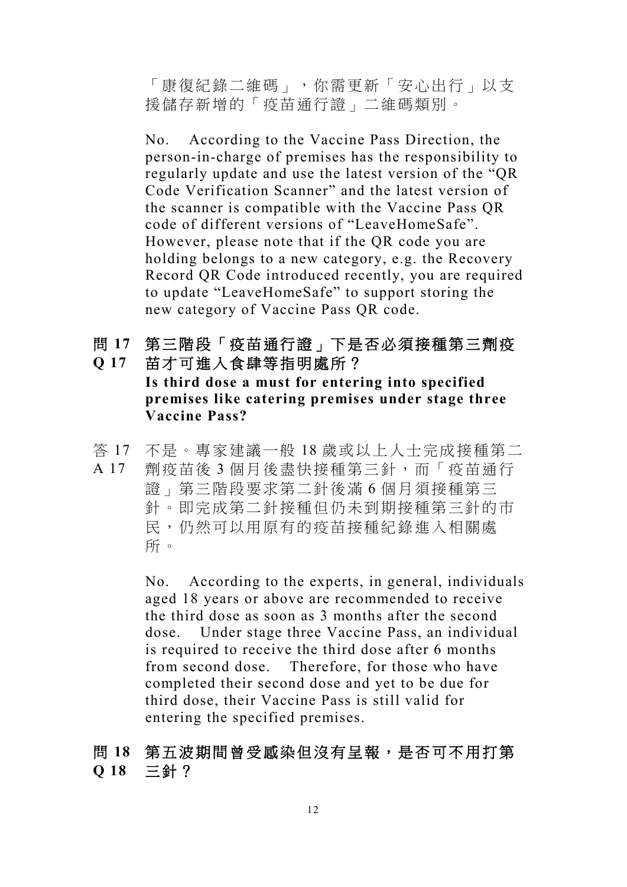「康復紀錄二維碼」，你需更新「安心出行」以支援儲存新增的「疫苗通行證」二維碼類別。

No. According to the Vaccine Pass Direction, the person-in-charge of premises has the responsibility to regularly update and use the latest version of the "QR Code Verification Scanner" and the latest version of the scanner is compatible with the Vaccine Pass QR code of different versions of "LeaveHomeSafe". However, please note that if the QR code you are holding belongs to a new category, e.g. the Recovery Record QR Code introduced recently, you are required to update "LeaveHomeSafe" to support storing the new category of Vaccine Pass QR code.

**問 17 第三階段「疫苗通行證」下是否必須接種第三劑疫苗才可進入食肆等指明處所？**
**Q 17 Is third dose a must for entering into specified premises like catering premises under stage three Vaccine Pass?**

答 17 不是。專家建議一般 18 歲或以上人士完成接種第二劑疫苗後 3 個月後盡快接種第三針，而「疫苗通行證」第三階段要求第二針後滿 6 個月須接種第三針。即完成第二針接種但仍未到期接種第三針的市民，仍然可以用原有的疫苗接種紀錄進入相關處所。

A 17 No. According to the experts, in general, individuals aged 18 years or above are recommended to receive the third dose as soon as 3 months after the second dose. Under stage three Vaccine Pass, an individual is required to receive the third dose after 6 months from second dose. Therefore, for those who have completed their second dose and yet to be due for third dose, their Vaccine Pass is still valid for entering the specified premises.

**問 18 第五波期間曾受感染但沒有呈報，是否可不用打第三針？**
**Q 18**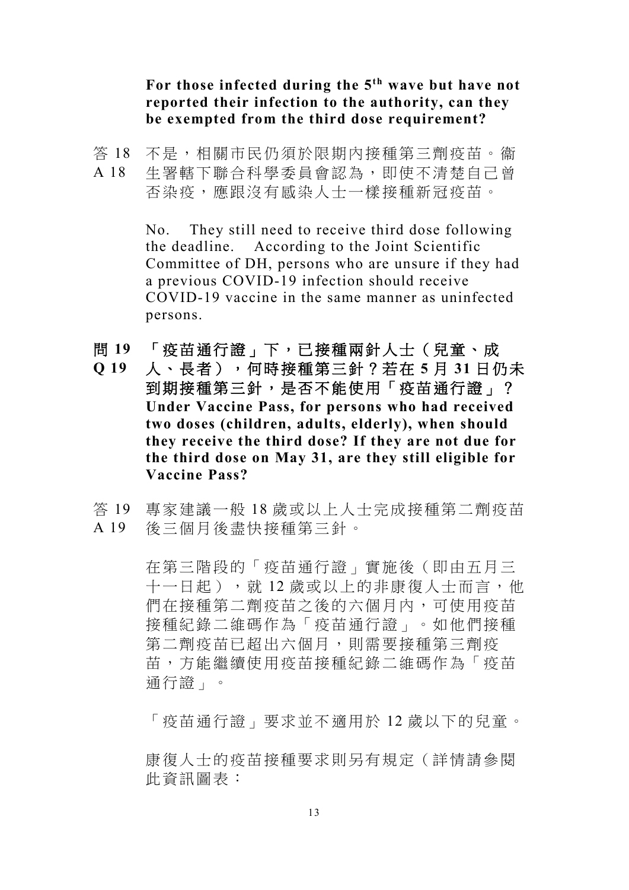**For those infected during the 5th wave but have not reported their infection to the authority, can they be exempted from the third dose requirement?**

答 18
A 18

不是，相關市民仍須於限期內接種第三劑疫苗。衞生署轄下聯合科學委員會認為，即使不清楚自己曾否染疫，應跟沒有感染人士一樣接種新冠疫苗。

No. They still need to receive third dose following the deadline. According to the Joint Scientific Committee of DH, persons who are unsure if they had a previous COVID-19 infection should receive COVID-19 vaccine in the same manner as uninfected persons.

**問 19**
**Q 19**

**「疫苗通行證」下，已接種兩針人士（兒童、成人、長者），何時接種第三針？若在 5 月 31 日仍未到期接種第三針，是否不能使用「疫苗通行證」？**
**Under Vaccine Pass, for persons who had received two doses (children, adults, elderly), when should they receive the third dose? If they are not due for the third dose on May 31, are they still eligible for Vaccine Pass?**

答 19
A 19

專家建議一般 18 歲或以上人士完成接種第二劑疫苗後三個月後盡快接種第三針。

在第三階段的「疫苗通行證」實施後（即由五月三十一日起），就 12 歲或以上的非康復人士而言，他們在接種第二劑疫苗之後的六個月內，可使用疫苗接種紀錄二維碼作為「疫苗通行證」。如他們接種第二劑疫苗已超出六個月，則需要接種第三劑疫苗，方能繼續使用疫苗接種紀錄二維碼作為「疫苗通行證」。

「疫苗通行證」要求並不適用於 12 歲以下的兒童。

康復人士的疫苗接種要求則另有規定（詳情請參閱此資訊圖表：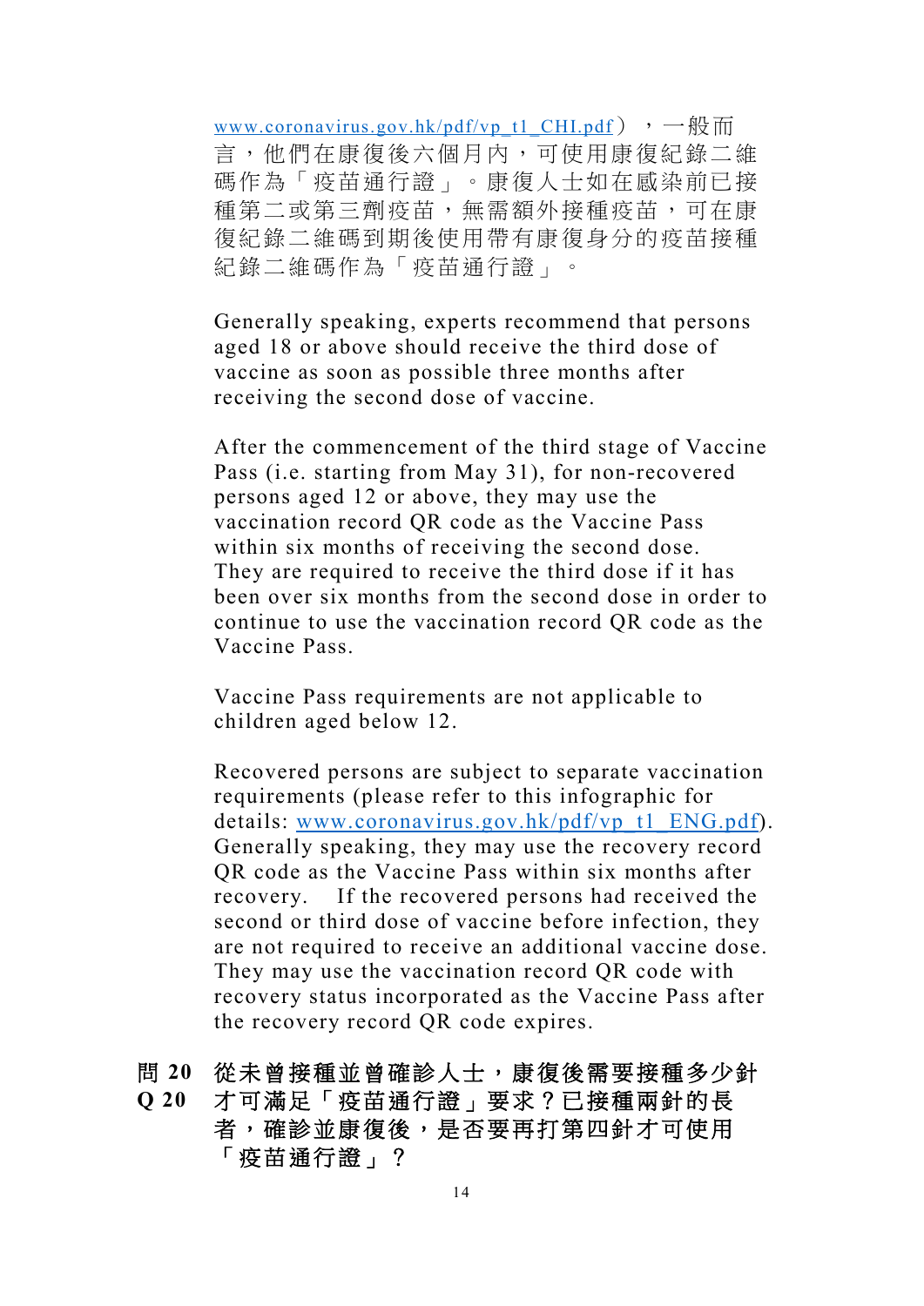[www.coronavirus.gov.hk/pdf/vp_t1_CHI.pdf](www.coronavirus.gov.hk/pdf/vp_t1_CHI.pdf)），一般而言，他們在康復後六個月內，可使用康復紀錄二維碼作為「疫苗通行證」。康復人士如在感染前已接種第二或第三劑疫苗，無需額外接種疫苗，可在康復紀錄二維碼到期後使用帶有康復身分的疫苗接種紀錄二維碼作為「疫苗通行證」。

Generally speaking, experts recommend that persons aged 18 or above should receive the third dose of vaccine as soon as possible three months after receiving the second dose of vaccine.

After the commencement of the third stage of Vaccine Pass (i.e. starting from May 31), for non-recovered persons aged 12 or above, they may use the vaccination record QR code as the Vaccine Pass within six months of receiving the second dose. They are required to receive the third dose if it has been over six months from the second dose in order to continue to use the vaccination record QR code as the Vaccine Pass.

Vaccine Pass requirements are not applicable to children aged below 12.

Recovered persons are subject to separate vaccination requirements (please refer to this infographic for details: [www.coronavirus.gov.hk/pdf/vp_t1_ENG.pdf](www.coronavirus.gov.hk/pdf/vp_t1_ENG.pdf)). Generally speaking, they may use the recovery record QR code as the Vaccine Pass within six months after recovery. If the recovered persons had received the second or third dose of vaccine before infection, they are not required to receive an additional vaccine dose. They may use the vaccination record QR code with recovery status incorporated as the Vaccine Pass after the recovery record QR code expires.

**問 20 / Q 20　從未曾接種並曾確診人士，康復後需要接種多少針才可滿足「疫苗通行證」要求？已接種兩針的長者，確診並康復後，是否要再打第四針才可使用「疫苗通行證」？**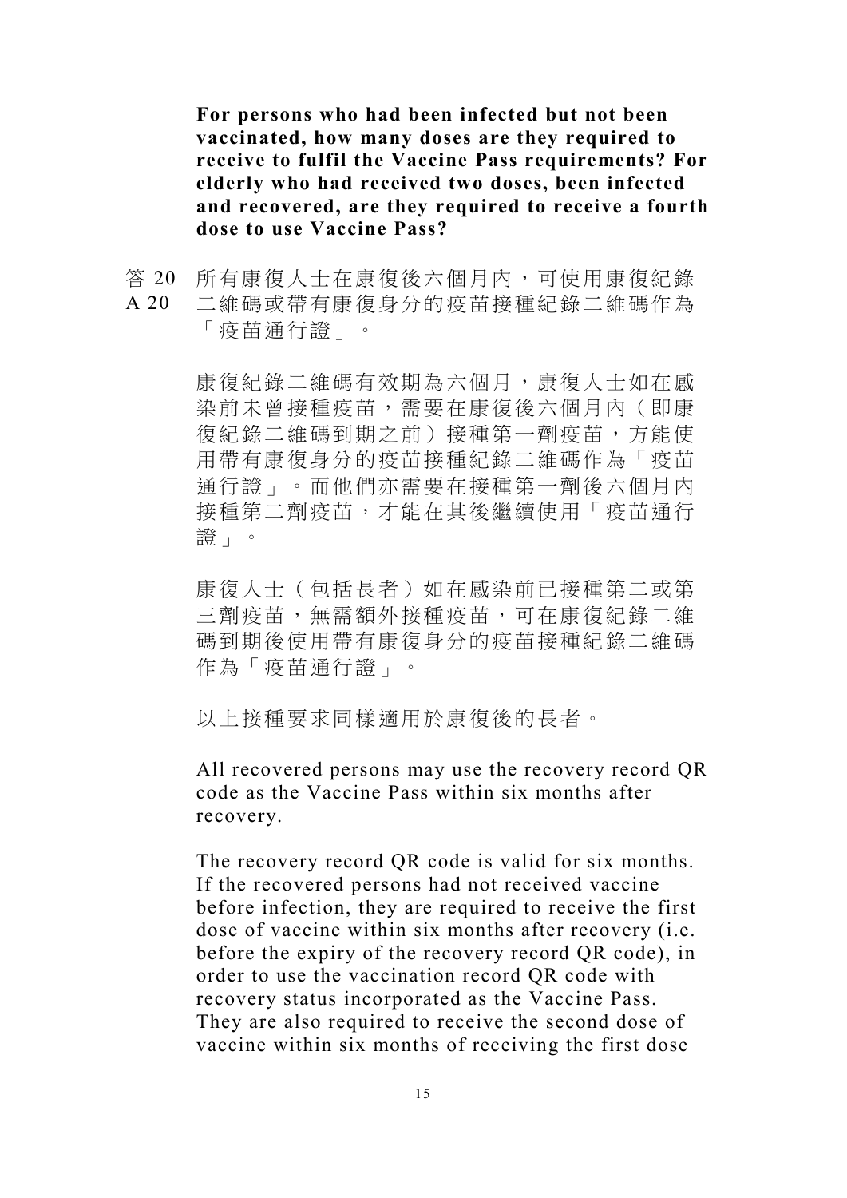**For persons who had been infected but not been vaccinated, how many doses are they required to receive to fulfil the Vaccine Pass requirements? For elderly who had received two doses, been infected and recovered, are they required to receive a fourth dose to use Vaccine Pass?**

答 20
A 20

所有康復人士在康復後六個月內，可使用康復紀錄二維碼或帶有康復身分的疫苗接種紀錄二維碼作為「疫苗通行證」。

康復紀錄二維碼有效期為六個月，康復人士如在感染前未曾接種疫苗，需要在康復後六個月內（即康復紀錄二維碼到期之前）接種第一劑疫苗，方能使用帶有康復身分的疫苗接種紀錄二維碼作為「疫苗通行證」。而他們亦需要在接種第一劑後六個月內接種第二劑疫苗，才能在其後繼續使用「疫苗通行證」。

康復人士（包括長者）如在感染前已接種第二或第三劑疫苗，無需額外接種疫苗，可在康復紀錄二維碼到期後使用帶有康復身分的疫苗接種紀錄二維碼作為「疫苗通行證」。

以上接種要求同樣適用於康復後的長者。

All recovered persons may use the recovery record QR code as the Vaccine Pass within six months after recovery.

The recovery record QR code is valid for six months. If the recovered persons had not received vaccine before infection, they are required to receive the first dose of vaccine within six months after recovery (i.e. before the expiry of the recovery record QR code), in order to use the vaccination record QR code with recovery status incorporated as the Vaccine Pass. They are also required to receive the second dose of vaccine within six months of receiving the first dose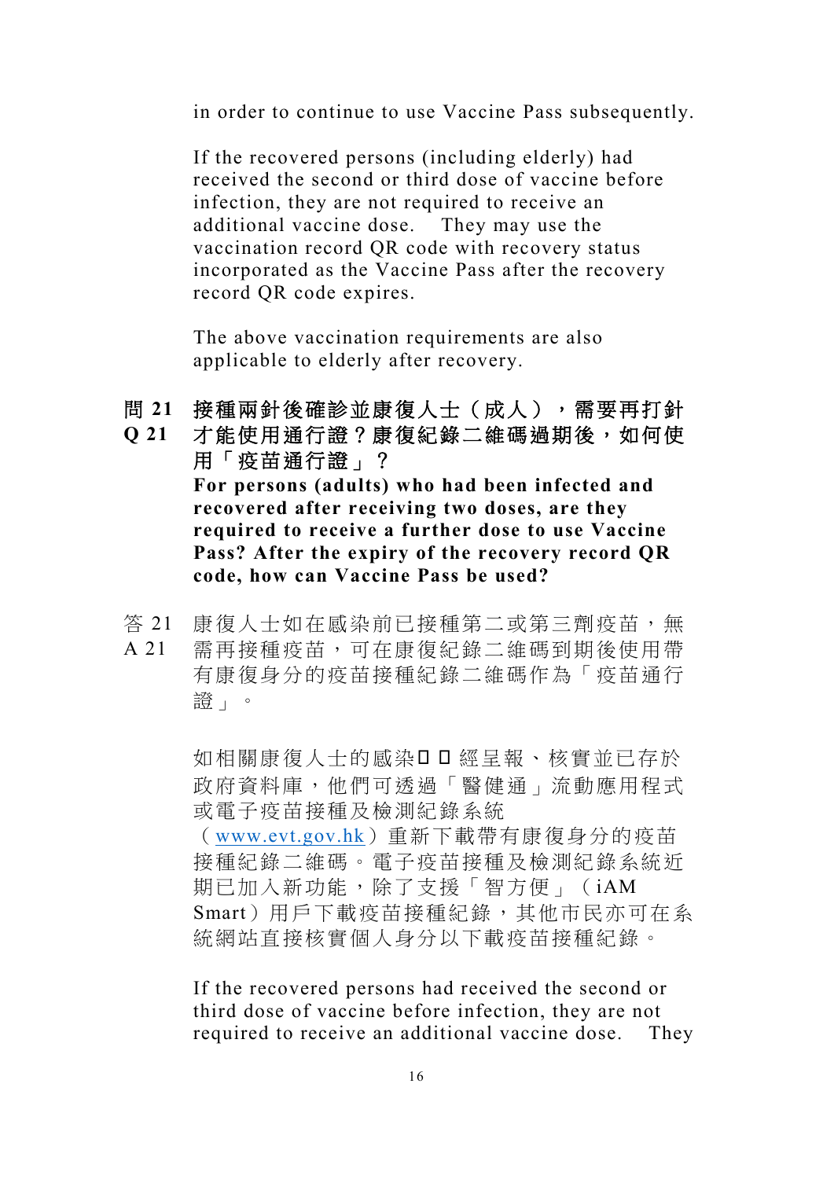in order to continue to use Vaccine Pass subsequently.

If the recovered persons (including elderly) had received the second or third dose of vaccine before infection, they are not required to receive an additional vaccine dose. They may use the vaccination record QR code with recovery status incorporated as the Vaccine Pass after the recovery record QR code expires.

The above vaccination requirements are also applicable to elderly after recovery.

**問 21 接種兩針後確診並康復人士（成人），需要再打針才能使用通行證？康復紀錄二維碼過期後，如何使用「疫苗通行證」？**

**Q 21 For persons (adults) who had been infected and recovered after receiving two doses, are they required to receive a further dose to use Vaccine Pass? After the expiry of the recovery record QR code, how can Vaccine Pass be used?**

答 21 康復人士如在感染前已接種第二或第三劑疫苗，無需再接種疫苗，可在康復紀錄二維碼到期後使用帶有康復身分的疫苗接種紀錄二維碼作為「疫苗通行證」。

如相關康復人士的感染□ □ 經呈報、核實並已存於政府資料庫，他們可透過「醫健通」流動應用程式或電子疫苗接種及檢測紀錄系統（www.evt.gov.hk）重新下載帶有康復身分的疫苗接種紀錄二維碼。電子疫苗接種及檢測紀錄系統近期已加入新功能，除了支援「智方便」（iAM Smart）用戶下載疫苗接種紀錄，其他市民亦可在系統網站直接核實個人身分以下載疫苗接種紀錄。

A 21 If the recovered persons had received the second or third dose of vaccine before infection, they are not required to receive an additional vaccine dose. They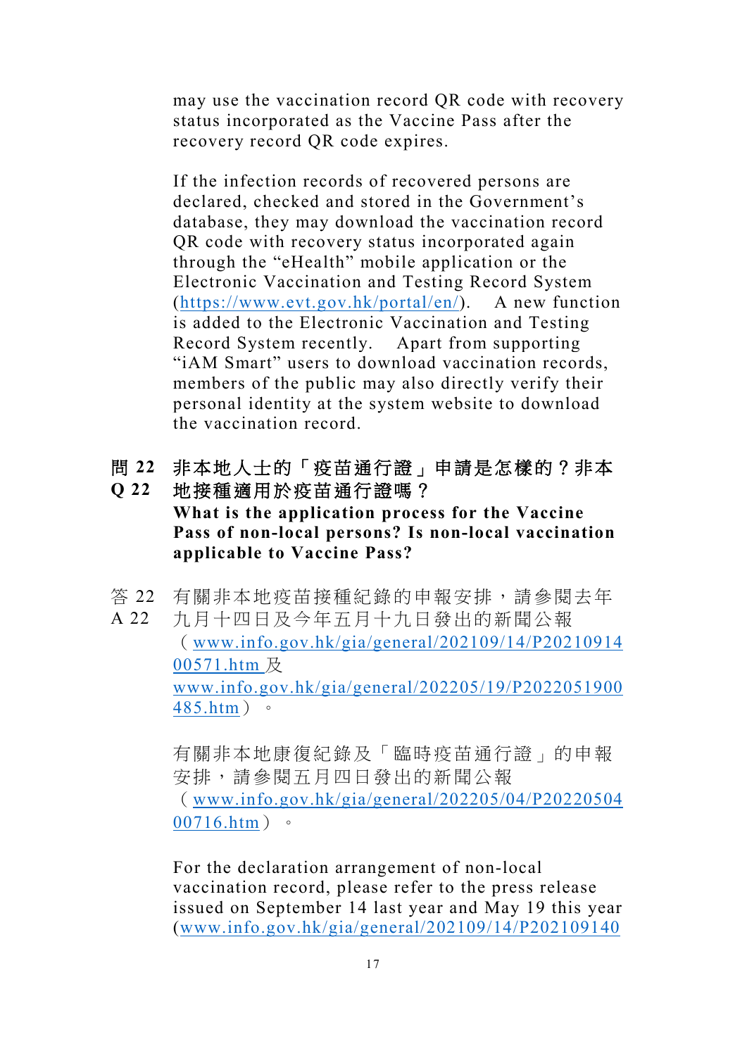may use the vaccination record QR code with recovery status incorporated as the Vaccine Pass after the recovery record QR code expires.

If the infection records of recovered persons are declared, checked and stored in the Government's database, they may download the vaccination record QR code with recovery status incorporated again through the "eHealth" mobile application or the Electronic Vaccination and Testing Record System (https://www.evt.gov.hk/portal/en/). A new function is added to the Electronic Vaccination and Testing Record System recently. Apart from supporting "iAM Smart" users to download vaccination records, members of the public may also directly verify their personal identity at the system website to download the vaccination record.

**問 22 非本地人士的「疫苗通行證」申請是怎樣的？非本地接種適用於疫苗通行證嗎？**

**Q 22 What is the application process for the Vaccine Pass of non-local persons? Is non-local vaccination applicable to Vaccine Pass?**

答 22
A 22

有關非本地疫苗接種紀錄的申報安排，請參閱去年九月十四日及今年五月十九日發出的新聞公報（www.info.gov.hk/gia/general/202109/14/P2021091400571.htm 及 www.info.gov.hk/gia/general/202205/19/P2022051900485.htm）。

有關非本地康復紀錄及「臨時疫苗通行證」的申報安排，請參閱五月四日發出的新聞公報（www.info.gov.hk/gia/general/202205/04/P2022050400716.htm）。

For the declaration arrangement of non-local vaccination record, please refer to the press release issued on September 14 last year and May 19 this year (www.info.gov.hk/gia/general/202109/14/P202109140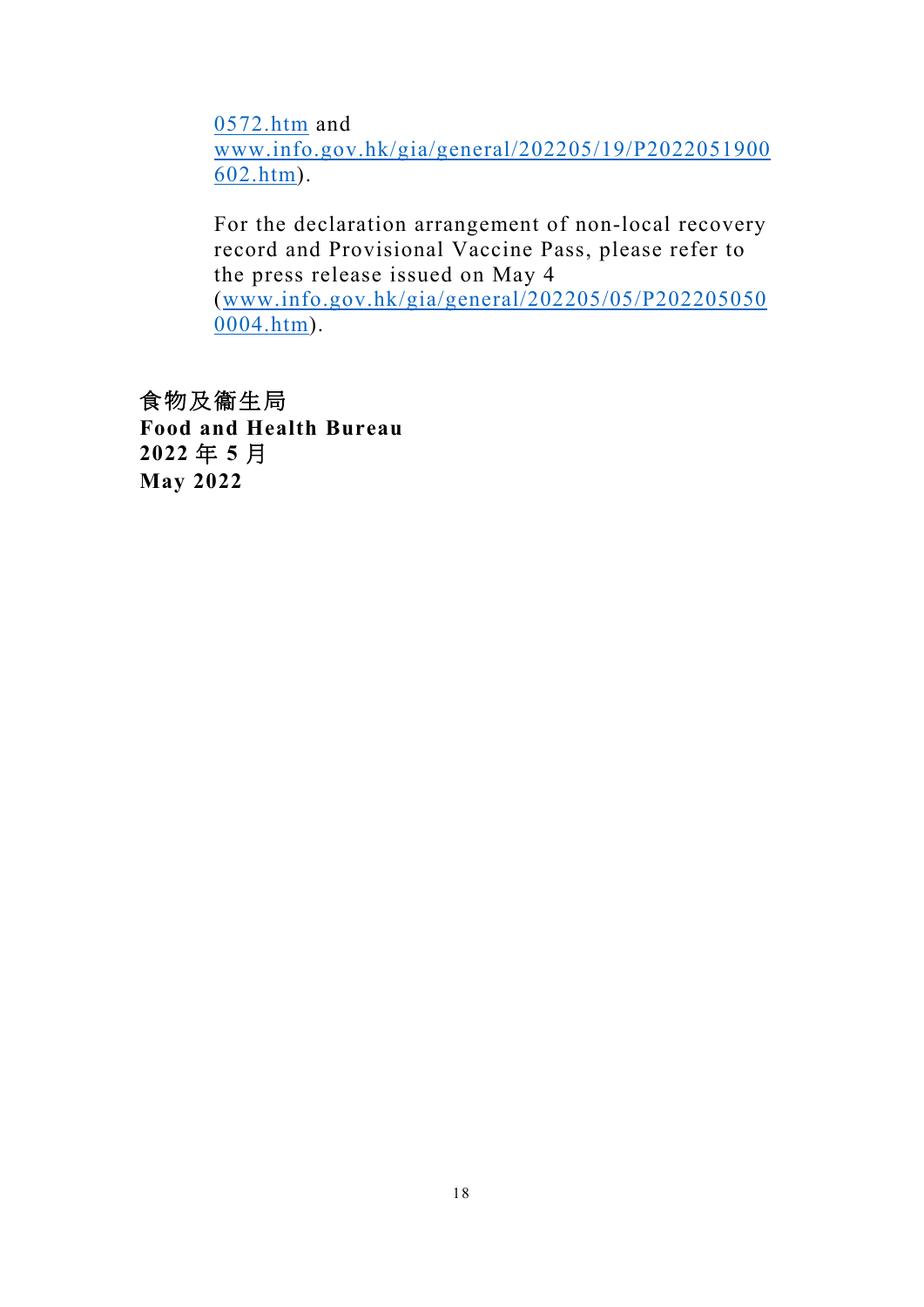0572.htm and www.info.gov.hk/gia/general/202205/19/P2022051900602.htm).

For the declaration arrangement of non-local recovery record and Provisional Vaccine Pass, please refer to the press release issued on May 4 (www.info.gov.hk/gia/general/202205/05/P2022050500004.htm).

**食物及衞生局**
**Food and Health Bureau**
**2022 年 5 月**
**May 2022**